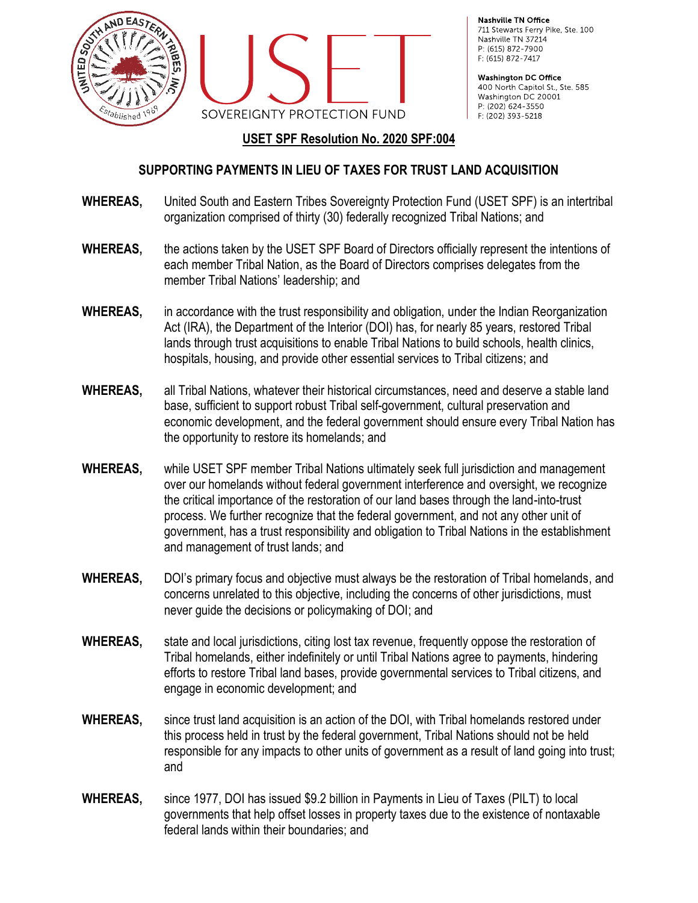Nashville TN Office
711 Stewarts Ferry Pike, Ste. 100
Nashville TN 37214
P: (615) 872-7900
F: (615) 872-7417

Washington DC Office
400 North Capitol St., Ste. 585
Washington DC 20001
P: (202) 624-3550
F: (202) 393-5218

USET SOVEREIGNTY PROTECTION FUND

## USET SPF Resolution No. 2020 SPF:004

## SUPPORTING PAYMENTS IN LIEU OF TAXES FOR TRUST LAND ACQUISITION

**WHEREAS,** United South and Eastern Tribes Sovereignty Protection Fund (USET SPF) is an intertribal organization comprised of thirty (30) federally recognized Tribal Nations; and

**WHEREAS,** the actions taken by the USET SPF Board of Directors officially represent the intentions of each member Tribal Nation, as the Board of Directors comprises delegates from the member Tribal Nations' leadership; and

**WHEREAS,** in accordance with the trust responsibility and obligation, under the Indian Reorganization Act (IRA), the Department of the Interior (DOI) has, for nearly 85 years, restored Tribal lands through trust acquisitions to enable Tribal Nations to build schools, health clinics, hospitals, housing, and provide other essential services to Tribal citizens; and

**WHEREAS,** all Tribal Nations, whatever their historical circumstances, need and deserve a stable land base, sufficient to support robust Tribal self-government, cultural preservation and economic development, and the federal government should ensure every Tribal Nation has the opportunity to restore its homelands; and

**WHEREAS,** while USET SPF member Tribal Nations ultimately seek full jurisdiction and management over our homelands without federal government interference and oversight, we recognize the critical importance of the restoration of our land bases through the land-into-trust process. We further recognize that the federal government, and not any other unit of government, has a trust responsibility and obligation to Tribal Nations in the establishment and management of trust lands; and

**WHEREAS,** DOI's primary focus and objective must always be the restoration of Tribal homelands, and concerns unrelated to this objective, including the concerns of other jurisdictions, must never guide the decisions or policymaking of DOI; and

**WHEREAS,** state and local jurisdictions, citing lost tax revenue, frequently oppose the restoration of Tribal homelands, either indefinitely or until Tribal Nations agree to payments, hindering efforts to restore Tribal land bases, provide governmental services to Tribal citizens, and engage in economic development; and

**WHEREAS,** since trust land acquisition is an action of the DOI, with Tribal homelands restored under this process held in trust by the federal government, Tribal Nations should not be held responsible for any impacts to other units of government as a result of land going into trust; and

**WHEREAS,** since 1977, DOI has issued $9.2 billion in Payments in Lieu of Taxes (PILT) to local governments that help offset losses in property taxes due to the existence of nontaxable federal lands within their boundaries; and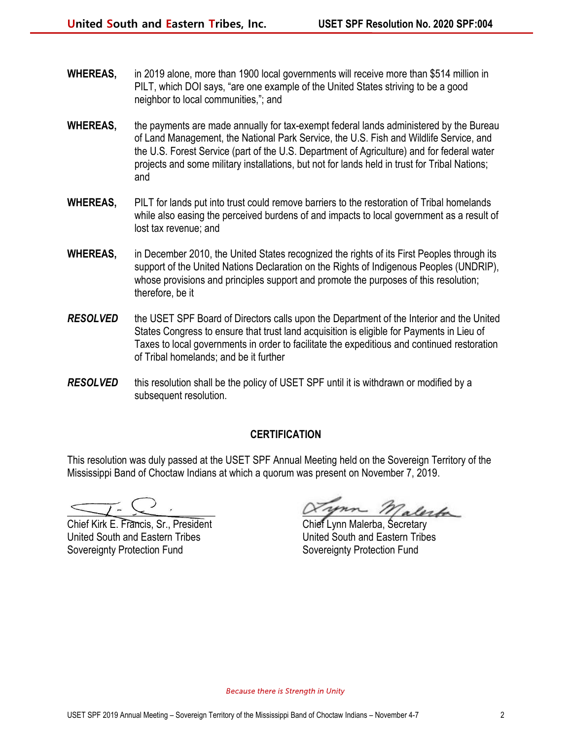**WHEREAS,** in 2019 alone, more than 1900 local governments will receive more than $514 million in PILT, which DOI says, "are one example of the United States striving to be a good neighbor to local communities,"; and

**WHEREAS,** the payments are made annually for tax-exempt federal lands administered by the Bureau of Land Management, the National Park Service, the U.S. Fish and Wildlife Service, and the U.S. Forest Service (part of the U.S. Department of Agriculture) and for federal water projects and some military installations, but not for lands held in trust for Tribal Nations; and

**WHEREAS,** PILT for lands put into trust could remove barriers to the restoration of Tribal homelands while also easing the perceived burdens of and impacts to local government as a result of lost tax revenue; and

**WHEREAS,** in December 2010, the United States recognized the rights of its First Peoples through its support of the United Nations Declaration on the Rights of Indigenous Peoples (UNDRIP), whose provisions and principles support and promote the purposes of this resolution; therefore, be it

***RESOLVED*** the USET SPF Board of Directors calls upon the Department of the Interior and the United States Congress to ensure that trust land acquisition is eligible for Payments in Lieu of Taxes to local governments in order to facilitate the expeditious and continued restoration of Tribal homelands; and be it further

***RESOLVED*** this resolution shall be the policy of USET SPF until it is withdrawn or modified by a subsequent resolution.

## CERTIFICATION

This resolution was duly passed at the USET SPF Annual Meeting held on the Sovereign Territory of the Mississippi Band of Choctaw Indians at which a quorum was present on November 7, 2019.

Chief Kirk E. Francis, Sr., President
United South and Eastern Tribes
Sovereignty Protection Fund

Chief Lynn Malerba, Secretary
United South and Eastern Tribes
Sovereignty Protection Fund